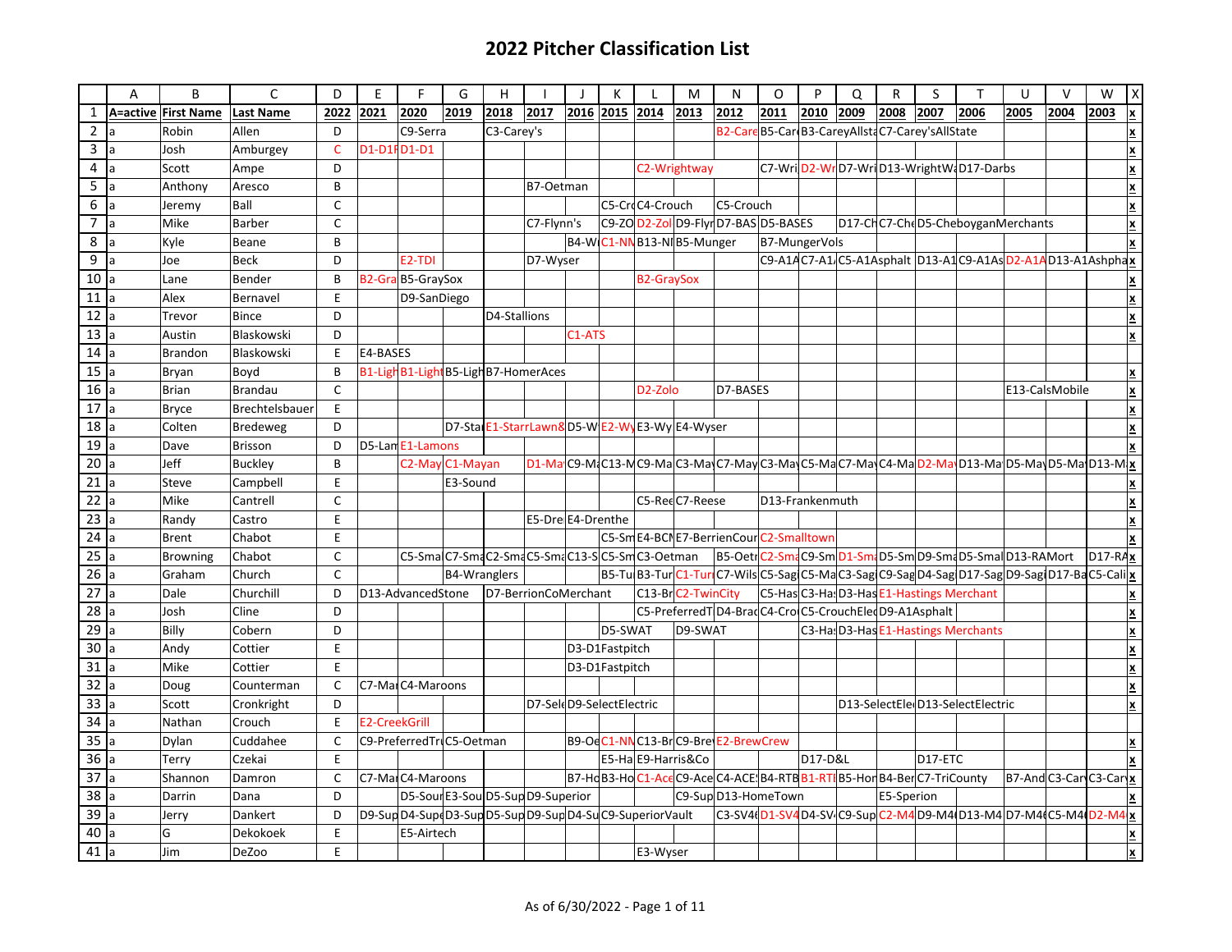# 2022 Pitcher Classification List

| | A | B | C | D | E | F | G | H | I | J | K | L | M | N | O | P | Q | R | S | T | U | V | W | X |
|---|---|---|---|---|---|---|---|---|---|---|---|---|---|---|---|---|---|---|---|---|---|---|---|---|
| 1 | **A=active** | **First Name** | **Last Name** | **2022** | **2021** | **2020** | **2019** | **2018** | **2017** | **2016** | **2015** | **2014** | **2013** | **2012** | **2011** | **2010** | **2009** | **2008** | **2007** | **2006** | **2005** | **2004** | **2003** | **x** |
| 2 | a | Robin | Allen | D | | C9-Serra | | C3-Carey's | | | | | | B2-Care | B5-Car | B3-CareyAllsta | | C7-Carey'sAllState | | | | | | x |
| 3 | a | Josh | Amburgey | C | D1-D1F | D1-D1 | | | | | | | | | | | | | | | | | | x |
| 4 | a | Scott | Ampe | D | | | | | | | | C2-Wrightway | | | C7-Wri | D2-Wr | D7-Wri | D13-WrightW | | D17-Darbs | | | | x |
| 5 | a | Anthony | Aresco | B | | | | | B7-Oetman | | | | | | | | | | | | | | | x |
| 6 | a | Jeremy | Ball | C | | | | | | | C5-Cro | C4-Crouch | | C5-Crouch | | | | | | | | | | x |
| 7 | a | Mike | Barber | C | | | | | C7-Flynn's | | C9-ZO | D2-Zol | D9-Flyn | D7-BAS | D5-BASES | | D17-Ch | C7-Che | D5-CheboyganMerchants | | | | | x |
| 8 | a | Kyle | Beane | B | | | | | | B4-W | C1-NN | B13-NI | B5-Munger | | B7-MungerVols | | | | | | | | | x |
| 9 | a | Joe | Beck | D | | E2-TDI | | | D7-Wyser | | | | | | C9-A1A | C7-A1 | C5-A1Asphalt | | D13-A1 | C9-A1As | D2-A1A | D13-A1Ashpha | | x |
| 10 | a | Lane | Bender | B | B2-Gra | B5-GraySox | | | | | | B2-GraySox | | | | | | | | | | | | x |
| 11 | a | Alex | Bernavel | E | | D9-SanDiego | | | | | | | | | | | | | | | | | | x |
| 12 | a | Trevor | Bince | D | | | | D4-Stallions | | | | | | | | | | | | | | | | x |
| 13 | a | Austin | Blaskowski | D | | | | | | C1-ATS | | | | | | | | | | | | | | x |
| 14 | a | Brandon | Blaskowski | E | E4-BASES | | | | | | | | | | | | | | | | | | | |
| 15 | a | Bryan | Boyd | B | B1-Ligh | B1-Light | B5-Ligh | B7-HomerAces | | | | | | | | | | | | | | | | x |
| 16 | a | Brian | Brandau | C | | | | | | | | D2-Zolo | | D7-BASES | | | | | | | E13-CalsMobile | | | x |
| 17 | a | Bryce | Brechtelsbauer | E | | | | | | | | | | | | | | | | | | | | x |
| 18 | a | Colten | Bredeweg | D | | | D7-Sta | E1-StarrLawn& | | D5-W | E2-Wy | E3-Wy | E4-Wyser | | | | | | | | | | | x |
| 19 | a | Dave | Brisson | D | D5-Lam | E1-Lamons | | | | | | | | | | | | | | | | | | x |
| 20 | a | Jeff | Buckley | B | | C2-May | C1-Mayan | | D1-Ma | C9-M | C13-M | C9-Ma | C3-May | C7-May | C3-May | C5-Ma | C7-May | C4-Ma | D2-May | D13-Ma | D5-May | D5-Ma | D13-M | x |
| 21 | a | Steve | Campbell | E | | | E3-Sound | | | | | | | | | | | | | | | | | x |
| 22 | a | Mike | Cantrell | C | | | | | | | | C5-Ree | C7-Reese | | D13-Frankenmuth | | | | | | | | | x |
| 23 | a | Randy | Castro | E | | | | | E5-Dre | E4-Drenthe | | | | | | | | | | | | | | x |
| 24 | a | Brent | Chabot | E | | | | | | | C5-Sm | E4-BCN | E7-BerrienCour | | C2-Smalltown | | | | | | | | | x |
| 25 | a | Browning | Chabot | C | | C5-Sma | C7-Sma | C2-Sma | C5-Sma | C13-S | C5-Sm | C3-Oetman | | B5-Oetr | C2-Sma | C9-Sm | D1-Sma | D5-Sm | D9-Sma | D5-Smal | D13-RAMort | | D17-RA | x |
| 26 | a | Graham | Church | C | | | B4-Wranglers | | | | B5-Tu | B3-Tur | C1-Tur | C7-Wils | C5-Sag | C5-Ma | C3-Sag | C9-Sag | D4-Sag | D17-Sag | D9-Sag | D17-Ba | C5-Cali | x |
| 27 | a | Dale | Churchill | D | D13-AdvancedStone | | | D7-BerrionCoMerchant | | | | C13-Br | C2-TwinCity | | C5-Has | C3-Ha | D3-Has | E1-Hastings Merchant | | | | | | x |
| 28 | a | Josh | Cline | D | | | | | | | | C5-PreferredT | | D4-Brad | C4-Cro | C5-CrouchEle | | D9-A1Asphalt | | | | | | x |
| 29 | a | Billy | Cobern | D | | | | | | | D5-SWAT | | D9-SWAT | | | C3-Ha | D3-Has | E1-Hastings Merchants | | | | | | x |
| 30 | a | Andy | Cottier | E | | | | | | D3-D1Fastpitch | | | | | | | | | | | | | | x |
| 31 | a | Mike | Cottier | E | | | | | | D3-D1Fastpitch | | | | | | | | | | | | | | x |
| 32 | a | Doug | Counterman | C | C7-Ma | C4-Maroons | | | | | | | | | | | | | | | | | | x |
| 33 | a | Scott | Cronkright | D | | | | | D7-Sel | D9-SelectElectric | | | | | | | D13-SelectEle | | D13-SelectElectric | | | | | x |
| 34 | a | Nathan | Crouch | E | E2-CreekGrill | | | | | | | | | | | | | | | | | | | |
| 35 | a | Dylan | Cuddahee | C | C9-PreferredTr | | C5-Oetman | | | B9-Oe | C1-NN | C13-Br | C9-Bre | E2-BrewCrew | | | | | | | | | | x |
| 36 | a | Terry | Czekai | E | | | | | | | E5-Ha | E9-Harris&Co | | | | D17-D&L | | | D17-ETC | | | | | x |
| 37 | a | Shannon | Damron | C | C7-Ma | C4-Maroons | | | | B7-Ho | B3-Ho | C1-Ace | C9-Ace | C4-ACE | B4-RTB | B1-RT | B5-Hor | B4-Ber | C7-TriCounty | | B7-And | C3-Car | C3-Car | x |
| 38 | a | Darrin | Dana | D | | D5-Sou | E3-Sou | D5-Sup | D9-Superior | | | | C9-Sup | D13-HomeTown | | | | E5-Sperion | | | | | | x |
| 39 | a | Jerry | Dankert | D | D9-Sup | D4-Sup | D3-Sup | D5-Sup | D9-Sup | D4-Su | C9-SuperiorVault | | | C3-SV4 | D1-SV4 | D4-SV | C9-Sup | C2-M4 | D9-M4 | D13-M4 | D7-M4 | C5-M4 | D2-M4 | x |
| 40 | a | G | Dekokoek | E | | E5-Airtech | | | | | | | | | | | | | | | | | | x |
| 41 | a | Jim | DeZoo | E | | | | | | | | E3-Wyser | | | | | | | | | | | | x |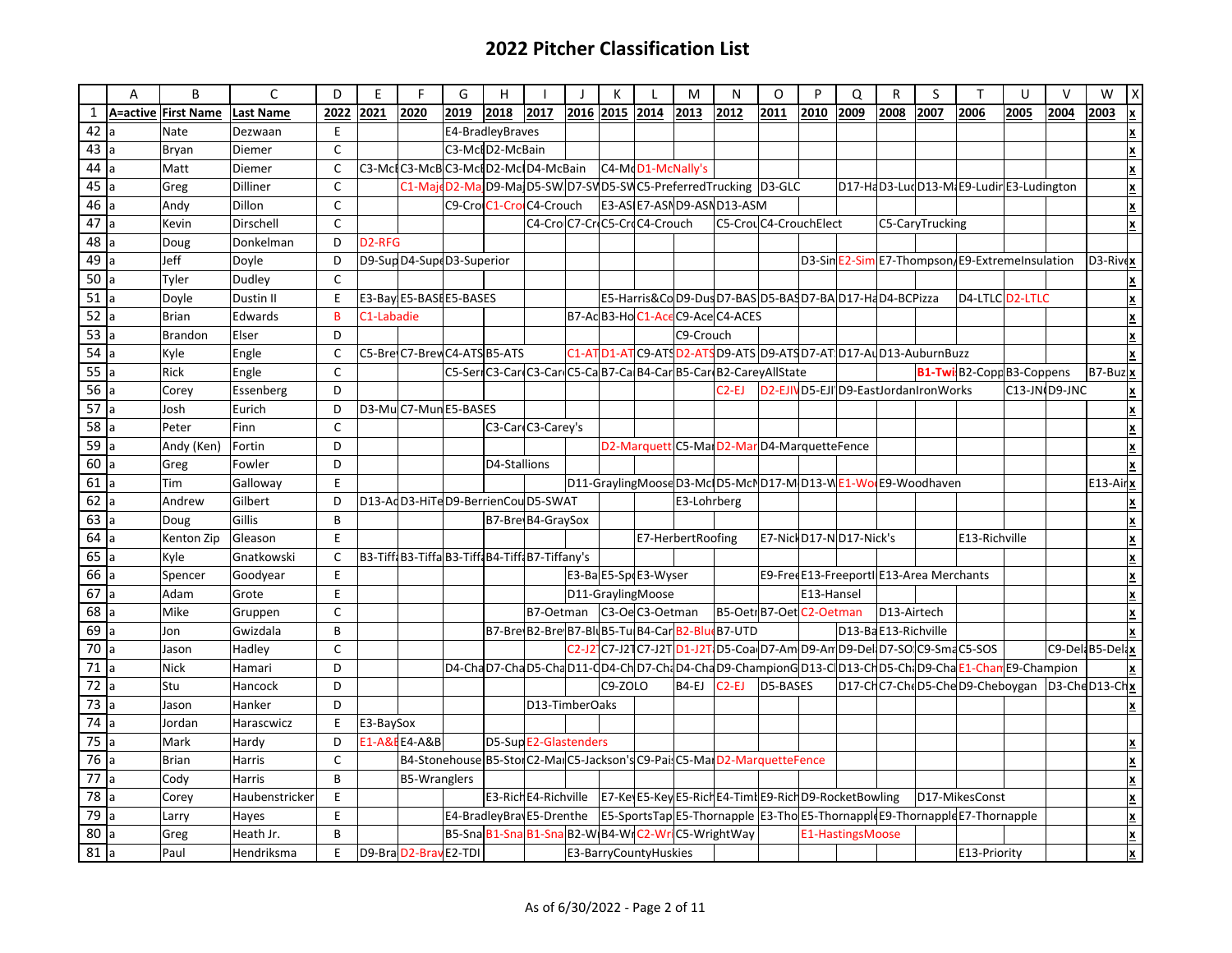# 2022 Pitcher Classification List

| | A | B | C | D | E | F | G | H | I | J | K | L | M | N | O | P | Q | R | S | T | U | V | W | X |
|---|---|---|---|---|---|---|---|---|---|---|---|---|---|---|---|---|---|---|---|---|---|---|---|---|
| 1 | A=active | First Name | Last Name | 2022 | 2021 | 2020 | 2019 | 2018 | 2017 | 2016 | 2015 | 2014 | 2013 | 2012 | 2011 | 2010 | 2009 | 2008 | 2007 | 2006 | 2005 | 2004 | 2003 | x |
| 42 | a | Nate | Dezwaan | E | | | E4-BradleyBraves | | | | | | | | | | | | | | | | | x |
| 43 | a | Bryan | Diemer | C | | | C3-McB | D2-McBain | | | | | | | | | | | | | | | | x |
| 44 | a | Matt | Diemer | C | C3-McB | C3-McB | C3-McB | D2-McB | D4-McBain | | C4-McB | D1-McNally's | | | | | | | | | | | | x |
| 45 | a | Greg | Dilliner | C | | C1-Maj | D2-Maj | D9-Maj | D5-SW | D7-SW | D5-SW | C5-PreferredTrucking | | D3-GLC | | | D17-Ha | D3-Lud | D13-Ma | E9-Ludin | E3-Ludington | | | x |
| 46 | a | Andy | Dillon | C | | | C9-Cro | C1-Cro | C4-Crouch | | E3-ASM | E7-ASM | D9-ASM | D13-ASM | | | | | | | | | | x |
| 47 | a | Kevin | Dirschell | C | | | | | C4-Cro | C7-Cro | C5-Cro | C4-Crouch | | C5-Crou | C4-CrouchElect | | | C5-CaryTrucking | | | | | | x |
| 48 | a | Doug | Donkelman | D | D2-RFG | | | | | | | | | | | | | | | | | | | x |
| 49 | a | Jeff | Doyle | D | D9-Sup | D4-Supe | D3-Superior | | | | | | | | | D3-Sim | E2-Sim | E7-Thompson/ | E9-ExtremeInsulation | | | | D3-Rive | x |
| 50 | a | Tyler | Dudley | C | | | | | | | | | | | | | | | | | | | | x |
| 51 | a | Doyle | Dustin II | E | E3-Bay | E5-BASE | E5-BASES | | | | E5-Harris&Co | | D9-Dus | D7-BAS | D5-BAS | D7-BA | D17-Ha | D4-BCPizza | | D4-LTLC | D2-LTLC | | | x |
| 52 | a | Brian | Edwards | B | C1-Labadie | | | | | B7-Ac | B3-Ho | C1-Ace | C9-Ace | C4-ACES | | | | | | | | | | x |
| 53 | a | Brandon | Elser | D | | | | | | | | | C9-Crouch | | | | | | | | | | | x |
| 54 | a | Kyle | Engle | C | C5-Bre | C7-Brew | C4-ATS | B5-ATS | | C1-AT | D1-AT | C9-ATS | D2-ATS | D9-ATS | D9-ATS | D7-AT | D17-Au | D13-AuburnBuzz | | | | | | x |
| 55 | a | Rick | Engle | C | | | C5-Ser | C3-Car | C3-Car | C5-Ca | B7-Ca | B4-Car | B5-Car | B2-CareyAllState | | | | | B1-Twi | B2-Copp | B3-Coppens | | B7-Buz | x |
| 56 | a | Corey | Essenberg | D | | | | | | | | | | C2-EJ | D2-EJI | D5-EJI | D9-EastJordanIronWorks | | | | C13-JN | D9-JNC | | x |
| 57 | a | Josh | Eurich | D | D3-Mu | C7-Mun | E5-BASES | | | | | | | | | | | | | | | | | x |
| 58 | a | Peter | Finn | C | | | | C3-Car | C3-Carey's | | | | | | | | | | | | | | | x |
| 59 | a | Andy (Ken) | Fortin | D | | | | | | | D2-Marquett | | C5-Mar | D2-Mar | D4-MarquetteFence | | | | | | | | | x |
| 60 | a | Greg | Fowler | D | | | | D4-Stallions | | | | | | | | | | | | | | | | x |
| 61 | a | Tim | Galloway | E | | | | | | D11-GraylingMoose | | | D3-Mc | D5-McN | D17-M | D13-W | E1-Wo | E9-Woodhaven | | | | | E13-Air | x |
| 62 | a | Andrew | Gilbert | D | D13-Ad | D3-HiTe | D9-BerrienCou | | D5-SWAT | | | | E3-Lohrberg | | | | | | | | | | | x |
| 63 | a | Doug | Gillis | B | | | | B7-Bre | B4-GraySox | | | | | | | | | | | | | | | x |
| 64 | a | Kenton Zip | Gleason | E | | | | | | | | E7-HerbertRoofing | | | E7-Nick | D17-N | D17-Nick's | | | E13-Richville | | | | x |
| 65 | a | Kyle | Gnatkowski | C | B3-Tiff | B3-Tiffa | B3-Tiff | B4-Tiff | B7-Tiffany's | | | | | | | | | | | | | | | x |
| 66 | a | Spencer | Goodyear | E | | | | | | E3-Ba | E5-Sp | E3-Wyser | | | E9-Free | E13-FreeportI | E13-Area Merchants | | | | | | | x |
| 67 | a | Adam | Grote | E | | | | | | D11-GraylingMoose | | | | | | E13-Hansel | | | | | | | | x |
| 68 | a | Mike | Gruppen | C | | | | | B7-Oetman | | C3-Oe | C3-Oetman | | B5-Oet | B7-Oet | C2-Oetman | | D13-Airtech | | | | | | x |
| 69 | a | Jon | Gwizdala | B | | | | B7-Bre | B2-Bre | B7-Blu | B5-Tu | B4-Car | B2-Blu | B7-UTD | | | D13-Ba | E13-Richville | | | | | | x |
| 70 | a | Jason | Hadley | C | | | | | | C2-J2 | C7-J2 | C7-J2T | D1-J2T | D5-Coa | D7-Am | D9-Am | D9-Del | D7-SO | C9-Sma | C5-SOS | | C9-Del | B5-Del | x |
| 71 | a | Nick | Hamari | D | | | D4-Cha | D7-Cha | D5-Cha | D11-C | D4-Ch | D7-Ch | D4-Cha | D9-ChampionG | | D13-C | D13-Ch | D5-Ch | D9-Cha | E1-Cham | E9-Champion | | | x |
| 72 | a | Stu | Hancock | D | | | | | | | C9-ZOLO | | B4-EJ | C2-EJ | D5-BASES | | D17-Ch | C7-Che | D5-Che | D9-Cheboygan | | D3-Che | D13-Ch | x |
| 73 | a | Jason | Hanker | D | | | | | D13-TimberOaks | | | | | | | | | | | | | | | x |
| 74 | a | Jordan | Harascwicz | E | E3-BaySox | | | | | | | | | | | | | | | | | | | |
| 75 | a | Mark | Hardy | D | E1-A&B | E4-A&B | | D5-Sup | E2-Glastenders | | | | | | | | | | | | | | | x |
| 76 | a | Brian | Harris | C | | B4-Stonehouse | | B5-Sto | C2-Ma | C5-Jackson's | | C9-Pai | C5-Mar | D2-MarquetteFence | | | | | | | | | | x |
| 77 | a | Cody | Harris | B | | B5-Wranglers | | | | | | | | | | | | | | | | | | x |
| 78 | a | Corey | Haubenstricker | E | | | | E3-Rich | E4-Richville | | E7-Key | E5-Key | E5-Rich | E4-Timb | E9-Rich | D9-RocketBowling | | | D17-MikesConst | | | | | x |
| 79 | a | Larry | Hayes | E | | | E4-BradleyBrav | | E5-Drenthe | | E5-SportsTap | | E5-Thornapple | | E3-Tho | E5-Thornapple | | E9-Thornapple | | E7-Thornapple | | | | x |
| 80 | a | Greg | Heath Jr. | B | | | B5-Sna | B1-Sna | B1-Sna | B2-W | B4-Wr | C2-Wri | C5-WrightWay | | | E1-HastingsMoose | | | | | | | | x |
| 81 | a | Paul | Hendriksma | E | D9-Bra | D2-Brav | E2-TDI | | | E3-BarryCountyHuskies | | | | | | | | | | E13-Priority | | | | x |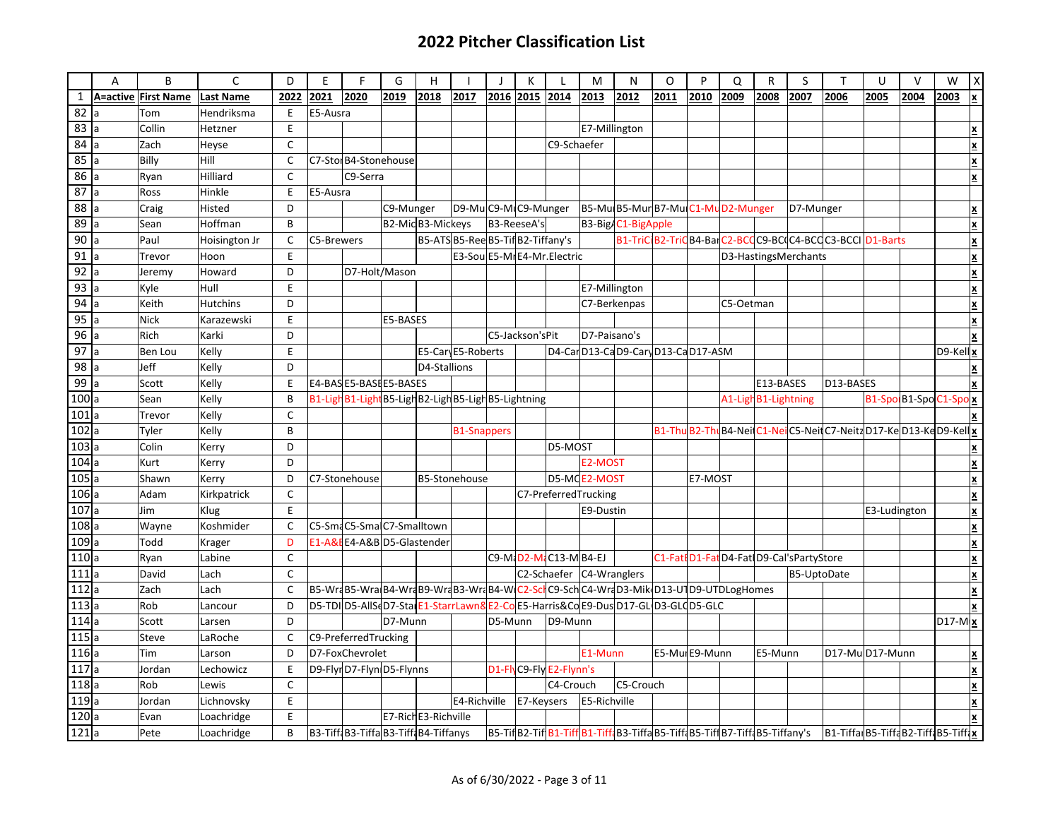# 2022 Pitcher Classification List

| | A | B | C | D | E | F | G | H | I | J | K | L | M | N | O | P | Q | R | S | T | U | V | W | X |
|---|---|---|---|---|---|---|---|---|---|---|---|---|---|---|---|---|---|---|---|---|---|---|---|---|
| 1 | A=active | First Name | Last Name | 2022 | 2021 | 2020 | 2019 | 2018 | 2017 | 2016 | 2015 | 2014 | 2013 | 2012 | 2011 | 2010 | 2009 | 2008 | 2007 | 2006 | 2005 | 2004 | 2003 | x |
| 82 | a | Tom | Hendriksma | E | E5-Ausra | | | | | | | | | | | | | | | | | | | |
| 83 | a | Collin | Hetzner | E | | | | | | | | | E7-Millington | | | | | | | | | | | x |
| 84 | a | Zach | Heyse | C | | | | | | | | C9-Schaefer | | | | | | | | | | | | x |
| 85 | a | Billy | Hill | C | C7-Stoı | B4-Stonehouse | | | | | | | | | | | | | | | | | | x |
| 86 | a | Ryan | Hilliard | C | | C9-Serra | | | | | | | | | | | | | | | | | | x |
| 87 | a | Ross | Hinkle | E | E5-Ausra | | | | | | | | | | | | | | | | | | | |
| 88 | a | Craig | Histed | D | | | C9-Munger | | D9-Mu | C9-M | C9-Munger | | B5-Mu | B5-Mur | B7-Mu | C1-Mu | D2-Munger | | D7-Munger | | | | | x |
| 89 | a | Sean | Hoffman | B | | | B2-Mic | B3-Mickeys | | B3-ReeseA's | | | B3-Big | C1-BigApple | | | | | | | | | | x |
| 90 | a | Paul | Hoisington Jr | C | C5-Brewers | | | B5-ATS | B5-Ree | B5-Tif | B2-Tiffany's | | | B1-TriC | B2-TriC | B4-Bar | C2-BCC | C9-BCC | C4-BCC | C3-BCCI | D1-Barts | | | x |
| 91 | a | Trevor | Hoon | E | | | | | E3-Sou | E5-M | E4-Mr.Electric | | | | | | D3-HastingsMerchants | | | | | | | x |
| 92 | a | Jeremy | Howard | D | | D7-Holt/Mason | | | | | | | | | | | | | | | | | | x |
| 93 | a | Kyle | Hull | E | | | | | | | | | E7-Millington | | | | | | | | | | | x |
| 94 | a | Keith | Hutchins | D | | | | | | | | | C7-Berkenpas | | | | C5-Oetman | | | | | | | x |
| 95 | a | Nick | Karazewski | E | | | E5-BASES | | | | | | | | | | | | | | | | | x |
| 96 | a | Rich | Karki | D | | | | | | C5-Jackson'sPit | | | D7-Paisano's | | | | | | | | | | | x |
| 97 | a | Ben Lou | Kelly | E | | | | E5-Cary | E5-Roberts | | | D4-Car | D13-Ca | D9-Cary | D13-Ca | D17-ASM | | | | | | | D9-Kell | x |
| 98 | a | Jeff | Kelly | D | | | | D4-Stallions | | | | | | | | | | | | | | | | x |
| 99 | a | Scott | Kelly | E | E4-BAS | E5-BASE | E5-BASES | | | | | | | | | | | E13-BASES | | D13-BASES | | | | x |
| 100 | a | Sean | Kelly | B | B1-Ligh | B1-Light | B5-Ligh | B2-Ligh | B5-Ligh | B5-Lightning | | | | | | | A1-Ligh | B1-Lightning | | | B1-Spo | B1-Spo | C1-Spo | x |
| 101 | a | Trevor | Kelly | C | | | | | | | | | | | | | | | | | | | | x |
| 102 | a | Tyler | Kelly | B | | | | | B1-Snappers | | | | | | B1-Thu | B2-Thu | B4-Nei | C1-Nei | C5-Nei | C7-Neitz | D17-Ke | D13-Ke | D9-Kell | x |
| 103 | a | Colin | Kerry | D | | | | | | | | D5-MOST | | | | | | | | | | | | x |
| 104 | a | Kurt | Kerry | D | | | | | | | | | E2-MOST | | | | | | | | | | | x |
| 105 | a | Shawn | Kerry | D | C7-Stonehouse | | | B5-Stonehouse | | | | D5-MC | E2-MOST | | | E7-MOST | | | | | | | | x |
| 106 | a | Adam | Kirkpatrick | C | | | | | | | C7-PreferredTrucking | | | | | | | | | | | | | x |
| 107 | a | Jim | Klug | E | | | | | | | | | E9-Dustin | | | | | | | | E3-Ludington | | | x |
| 108 | a | Wayne | Koshmider | C | C5-Sma | C5-Sma | C7-Smalltown | | | | | | | | | | | | | | | | | x |
| 109 | a | Todd | Krager | D | E1-A&E | E4-A&B | D5-Glastender | | | | | | | | | | | | | | | | | x |
| 110 | a | Ryan | Labine | C | | | | | | C9-M | D2-M | C13-M | B4-EJ | | C1-Fat | D1-Fat | D4-Fat | D9-Cal'sPartyStore | | | | | | x |
| 111 | a | David | Lach | C | | | | | | | C2-Schaefer | | C4-Wranglers | | | | | | B5-UptoDate | | | | | x |
| 112 | a | Zach | Lach | C | B5-Wra | B5-Wra | B4-Wra | B9-Wra | B3-Wra | B4-W | C2-Sch | C9-Sch | C4-Wra | D3-Mik | D13-U | D9-UTDLogHomes | | | | | | | | x |
| 113 | a | Rob | Lancour | D | D5-TDI | D5-AllS | D7-Sta | E1-StarrLawn& | | E2-Co | E5-Harris&Co | | E9-Dus | D17-GL | D3-GL | D5-GLC | | | | | | | | x |
| 114 | a | Scott | Larsen | D | | | D7-Munn | | | D5-Munn | | D9-Munn | | | | | | | | | | | D17-M | x |
| 115 | a | Steve | LaRoche | C | C9-PreferredTrucking | | | | | | | | | | | | | | | | | | | |
| 116 | a | Tim | Larson | D | D7-FoxChevrolet | | | | | | | | E1-Munn | | E5-Mu | E9-Munn | | E5-Munn | | D17-Mu | D17-Munn | | | x |
| 117 | a | Jordan | Lechowicz | E | D9-Flyı | D7-Flyn | D5-Flynns | | | D1-Fl | C9-Fly | E2-Flynn's | | | | | | | | | | | | x |
| 118 | a | Rob | Lewis | C | | | | | | | | C4-Crouch | | C5-Crouch | | | | | | | | | | x |
| 119 | a | Jordan | Lichnovsky | E | | | | | E4-Richville | | E7-Keysers | | E5-Richville | | | | | | | | | | | x |
| 120 | a | Evan | Loachridge | E | | | E7-Rich | E3-Richville | | | | | | | | | | | | | | | | x |
| 121 | a | Pete | Loachridge | B | B3-Tiff | B3-Tiffa | B3-Tiff | B4-Tiffanys | | B5-Tif | B2-Tif | B1-Tiff | B1-Tiff | B3-Tiffa | B5-Tiff | B5-Tif | B7-Tiff | B5-Tiffany's | | B1-Tiffa | B5-Tiffa | B2-Tiff | B5-Tiffa | x |

As of 6/30/2022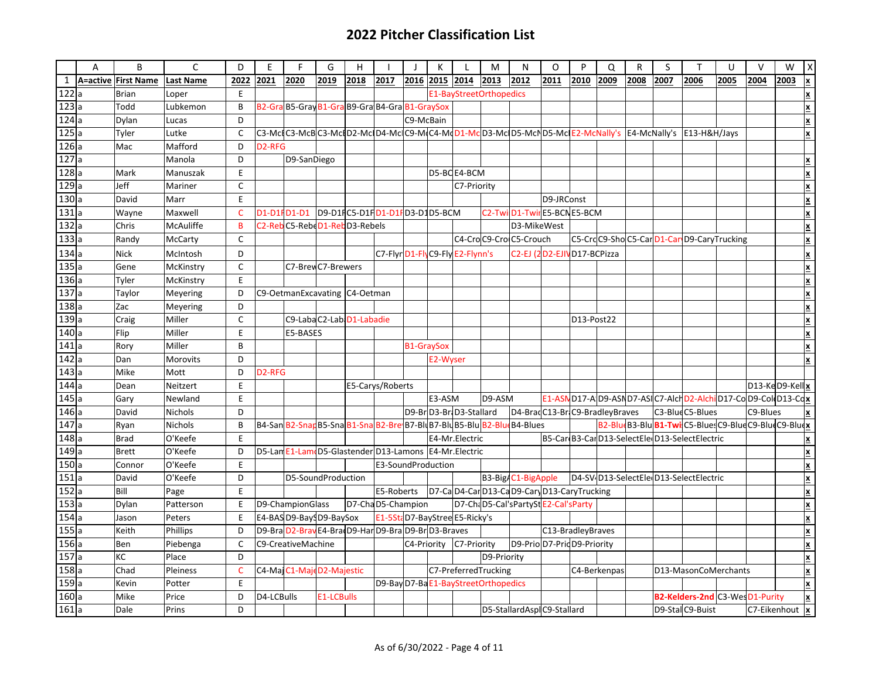# 2022 Pitcher Classification List

| | A | B | C | D | E | F | G | H | I | J | K | L | M | N | O | P | Q | R | S | T | U | V | W | X |
|---|---|---|---|---|---|---|---|---|---|---|---|---|---|---|---|---|---|---|---|---|---|---|---|---|
| 1 | A=active | First Name | Last Name | 2022 | 2021 | 2020 | 2019 | 2018 | 2017 | 2016 | 2015 | 2014 | 2013 | 2012 | 2011 | 2010 | 2009 | 2008 | 2007 | 2006 | 2005 | 2004 | 2003 | x |
| 122 | a | Brian | Loper | E | | | | | | | E1-BayStreetOrthopedics | | | | | | | | | | | | | x |
| 123 | a | Todd | Lubkemon | B | B2-Gra | B5-Gray | B1-Gra | B9-Gra | B4-Gra | B1-GraySox | | | | | | | | | | | | | | x |
| 124 | a | Dylan | Lucas | D | | | | | | C9-McBain | | | | | | | | | | | | | | x |
| 125 | a | Tyler | Lutke | C | C3-Mc | C3-McB | C3-Mc | D2-Mc | D4-Mc | C9-M | C4-M | D1-Mc | D3-Mc | D5-Mc | D5-Mc | E2-McNally's | | E4-McNally's | | E13-H&H/Jays | | | | x |
| 126 | a | Mac | Mafford | D | D2-RFG | | | | | | | | | | | | | | | | | | | |
| 127 | a | | Manola | D | | D9-SanDiego | | | | | | | | | | | | | | | | | | x |
| 128 | a | Mark | Manuszak | E | | | | | | | D5-BC | E4-BCM | | | | | | | | | | | | x |
| 129 | a | Jeff | Mariner | C | | | | | | | | C7-Priority | | | | | | | | | | | | x |
| 130 | a | David | Marr | E | | | | | | | | | | | D9-JRConst | | | | | | | | | x |
| 131 | a | Wayne | Maxwell | C | D1-D1 | D1-D1 | D9-D1 | C5-D1 | D1-D1 | D3-D1 | D5-BCM | | C2-Twi | D1-Twi | E5-BCN | E5-BCM | | | | | | | | x |
| 132 | a | Chris | McAuliffe | B | C2-Reb | C5-Reb | D1-Reb | D3-Rebels | | | | | | D3-MikeWest | | | | | | | | | | x |
| 133 | a | Randy | McCarty | C | | | | | | | | C4-Cro | C9-Cro | C5-Crouch | | C5-Cr | C9-Sho | C5-Car | D1-Car | D9-CaryTrucking | | | | x |
| 134 | a | Nick | McIntosh | D | | | | | C7-Flyr | D1-Fl | C9-Fly | E2-Flynn's | | C2-EJ (2 | D2-EJI | D17-BCPizza | | | | | | | | x |
| 135 | a | Gene | McKinstry | C | | C7-Brew | C7-Brewers | | | | | | | | | | | | | | | | | x |
| 136 | a | Tyler | McKinstry | E | | | | | | | | | | | | | | | | | | | | x |
| 137 | a | Taylor | Meyering | D | C9-OetmanExcavating | | | C4-Oetman | | | | | | | | | | | | | | | | x |
| 138 | a | Zac | Meyering | D | | | | | | | | | | | | | | | | | | | | x |
| 139 | a | Craig | Miller | C | | C9-Laba | C2-Lab | D1-Labadie | | | | | | | | D13-Post22 | | | | | | | | x |
| 140 | a | Flip | Miller | E | | E5-BASES | | | | | | | | | | | | | | | | | | x |
| 141 | a | Rory | Miller | B | | | | | | B1-GraySox | | | | | | | | | | | | | | x |
| 142 | a | Dan | Morovits | D | | | | | | | E2-Wyser | | | | | | | | | | | | | x |
| 143 | a | Mike | Mott | D | D2-RFG | | | | | | | | | | | | | | | | | | | |
| 144 | a | Dean | Neitzert | E | | | | E5-Carys/Roberts | | | | | | | | | | | | | | D13-Ke | D9-Kell | x |
| 145 | a | Gary | Newland | E | | | | | | | E3-ASM | | D9-ASM | | E1-ASN | D17-A | D9-ASN | D7-ASI | C7-Alch | D2-Alch | D17-Co | D9-Col | D13-Co | x |
| 146 | a | David | Nichols | D | | | | | | D9-Br | D3-Br | D3-Stallard | | D4-Brad | C13-Br | C9-BradleyBraves | | | C3-Blue | C5-Blues | | C9-Blues | | x |
| 147 | a | Ryan | Nichols | B | B4-San | B2-Snap | B5-Sna | B1-Sna | B2-Bre | B7-Bl | B7-Blu | B5-Blu | B2-Blu | B4-Blues | | | B2-Blu | B3-Blu | B1-Twi | C5-Blues | C9-Blue | C9-Blue | C9-Blue | x |
| 148 | a | Brad | O'Keefe | E | | | | | | | E4-Mr.Electric | | | | B5-Car | B3-Car | D13-SelectEle | | D13-SelectElectric | | | | | x |
| 149 | a | Brett | O'Keefe | D | D5-Lam | E1-Lam | D5-Glastender | | D13-Lamons | | E4-Mr.Electric | | | | | | | | | | | | | x |
| 150 | a | Connor | O'Keefe | E | | | | | E3-SoundProduction | | | | | | | | | | | | | | | x |
| 151 | a | David | O'Keefe | D | | D5-SoundProduction | | | | | | | B3-Big/ | C1-BigApple | | D4-SV | D13-SelectEle | | D13-SelectElectric | | | | | x |
| 152 | a | Bill | Page | E | | | | | E5-Roberts | | D7-Ca | D4-Car | D13-Ca | D9-Cary | D13-CaryTrucking | | | | | | | | | x |
| 153 | a | Dylan | Patterson | E | D9-ChampionGlass | | | D7-Cha | D5-Champion | | | D7-Ch | D5-Cal'sPartySt | | E2-Cal'sParty | | | | | | | | | x |
| 154 | a | Jason | Peters | E | E4-BAS | D9-Bay | D9-BaySox | | E1-5St | D7-BayStree | | E5-Ricky's | | | | | | | | | | | | x |
| 155 | a | Keith | Phillips | D | D9-Bra | D2-Brav | E4-Bra | D9-Har | D9-Bra | D9-Br | D3-Braves | | | | C13-BradleyBraves | | | | | | | | | x |
| 156 | a | Ben | Piebenga | C | C9-CreativeMachine | | | | | C4-Priority | | C7-Priority | | D9-Prio | D7-Pri | D9-Priority | | | | | | | | x |
| 157 | a | KC | Place | D | | | | | | | | | D9-Priority | | | | | | | | | | | x |
| 158 | a | Chad | Pleiness | C | C4-Maj | C1-Maj | D2-Majestic | | | | C7-PreferredTrucking | | | | | C4-Berkenpas | | | D13-MasonCoMerchants | | | | | x |
| 159 | a | Kevin | Potter | E | | | | | D9-Bay | D7-Ba | E1-BayStreetOrthopedics | | | | | | | | | | | | | x |
| 160 | a | Mike | Price | D | D4-LCBulls | | E1-LCBulls | | | | | | | | | | | | B2-Kelders-2nd | | C3-Wes | D1-Purity | | x |
| 161 | a | Dale | Prins | D | | | | | | | | | D5-StallardAspl | | C9-Stallard | | | | D9-Stal | C9-Buist | | C7-Eikenhout | | x |

As of 6/30/2022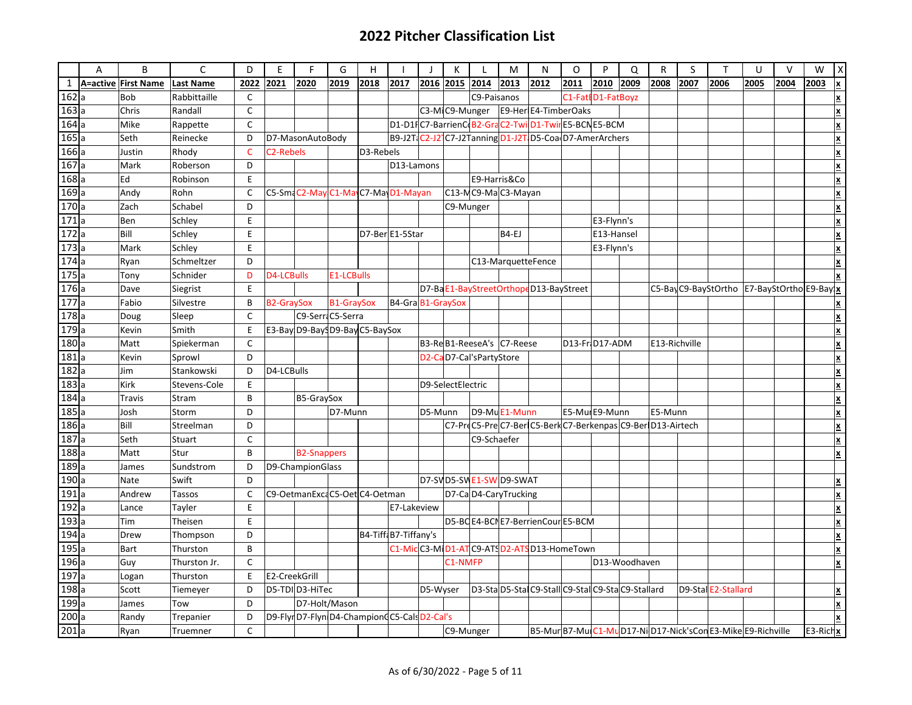# 2022 Pitcher Classification List

| | A | B | C | D | E | F | G | H | I | J | K | L | M | N | O | P | Q | R | S | T | U | V | W | X |
|---|---|---|---|---|---|---|---|---|---|---|---|---|---|---|---|---|---|---|---|---|---|---|---|---|
| 1 | A=active | First Name | Last Name | 2022 | 2021 | 2020 | 2019 | 2018 | 2017 | 2016 | 2015 | 2014 | 2013 | 2012 | 2011 | 2010 | 2009 | 2008 | 2007 | 2006 | 2005 | 2004 | 2003 | x |
| 162 | a | Bob | Rabbittaille | C | | | | | | | | C9-Paisanos | | | C1-Fat | D1-FatBoyz | | | | | | | | x |
| 163 | a | Chris | Randall | C | | | | | | C3-Mi | C9-Munger | | E9-Her | E4-TimberOaks | | | | | | | | | | x |
| 164 | a | Mike | Rappette | C | | | | | D1-D1 | C7-BarrienC | | B2-Gra | C2-Twi | D1-Twi | E5-BCM | E5-BCM | | | | | | | | x |
| 165 | a | Seth | Reinecke | D | D7-MasonAutoBody | | | | B9-J2T | C2-J2 | C7-J2Tanning | | D1-J2T | D5-Coa | D7-AmerArchers | | | | | | | | | x |
| 166 | a | Justin | Rhody | C | C2-Rebels | | | D3-Rebels | | | | | | | | | | | | | | | | x |
| 167 | a | Mark | Roberson | D | | | | | D13-Lamons | | | | | | | | | | | | | | | x |
| 168 | a | Ed | Robinson | E | | | | | | | | E9-Harris&Co | | | | | | | | | | | | x |
| 169 | a | Andy | Rohn | C | C5-Sma | C2-May | C1-Ma | C7-May | D1-Mayan | | C13-M | C9-Ma | C3-Mayan | | | | | | | | | | | x |
| 170 | a | Zach | Schabel | D | | | | | | | C9-Munger | | | | | | | | | | | | | x |
| 171 | a | Ben | Schley | E | | | | | | | | | | | | E3-Flynn's | | | | | | | | x |
| 172 | a | Bill | Schley | E | | | | D7-Ber | E1-5Star | | | | B4-EJ | | | E13-Hansel | | | | | | | | x |
| 173 | a | Mark | Schley | E | | | | | | | | | | | | E3-Flynn's | | | | | | | | x |
| 174 | a | Ryan | Schmeltzer | D | | | | | | | | C13-MarquetteFence | | | | | | | | | | | | x |
| 175 | a | Tony | Schnider | D | D4-LCBulls | | E1-LCBulls | | | | | | | | | | | | | | | | | x |
| 176 | a | Dave | Siegrist | E | | | | | | D7-Ba | E1-BayStreetOrthop | | | D13-BayStreet | | | | C5-Bay | C9-BayStOrtho | | E7-BayStOrtho | | E9-Bay | x |
| 177 | a | Fabio | Silvestre | B | B2-GraySox | | B1-GraySox | | B4-Gra | B1-GraySox | | | | | | | | | | | | | | x |
| 178 | a | Doug | Sleep | C | | C9-Serra | C5-Serra | | | | | | | | | | | | | | | | | x |
| 179 | a | Kevin | Smith | E | E3-Bay | D9-Bay | D9-Bay | C5-BaySox | | | | | | | | | | | | | | | | x |
| 180 | a | Matt | Spiekerman | C | | | | | | B3-Re | B1-ReeseA's | | C7-Reese | | D13-Fr | D17-ADM | | E13-Richville | | | | | | x |
| 181 | a | Kevin | Sprowl | D | | | | | | D2-Ca | D7-Cal'sPartyStore | | | | | | | | | | | | | x |
| 182 | a | Jim | Stankowski | D | D4-LCBulls | | | | | | | | | | | | | | | | | | | x |
| 183 | a | Kirk | Stevens-Cole | E | | | | | | D9-SelectElectric | | | | | | | | | | | | | | x |
| 184 | a | Travis | Stram | B | | B5-GraySox | | | | | | | | | | | | | | | | | | x |
| 185 | a | Josh | Storm | D | | | D7-Munn | | | D5-Munn | | D9-Mu | E1-Munn | | E5-Mu | E9-Munn | | E5-Munn | | | | | | x |
| 186 | a | Bill | Streelman | D | | | | | | | C7-Pr | C5-Pre | C7-Ber | C5-Berk | C7-Berkenpas | | C9-Ber | D13-Airtech | | | | | | x |
| 187 | a | Seth | Stuart | C | | | | | | | | C9-Schaefer | | | | | | | | | | | | x |
| 188 | a | Matt | Stur | B | | B2-Snappers | | | | | | | | | | | | | | | | | | x |
| 189 | a | James | Sundstrom | D | D9-ChampionGlass | | | | | | | | | | | | | | | | | | | |
| 190 | a | Nate | Swift | D | | | | | | D7-SV | D5-SW | E1-SW | D9-SWAT | | | | | | | | | | | x |
| 191 | a | Andrew | Tassos | C | C9-OetmanExca | | C5-Oet | C4-Oetman | | | D7-Ca | D4-CaryTrucking | | | | | | | | | | | | x |
| 192 | a | Lance | Tayler | E | | | | | E7-Lakeview | | | | | | | | | | | | | | | x |
| 193 | a | Tim | Theisen | E | | | | | | | D5-BC | E4-BC | E7-BerrienCour | | E5-BCM | | | | | | | | | x |
| 194 | a | Drew | Thompson | D | | | | B4-Tiff | B7-Tiffany's | | | | | | | | | | | | | | | x |
| 195 | a | Bart | Thurston | B | | | | | C1-Mic | C3-Mi | D1-AT | C9-ATS | D2-ATS | D13-HomeTown | | | | | | | | | | x |
| 196 | a | Guy | Thurston Jr. | C | | | | | | | C1-NMFP | | | | | D13-Woodhaven | | | | | | | | x |
| 197 | a | Logan | Thurston | E | E2-CreekGrill | | | | | | | | | | | | | | | | | | | |
| 198 | a | Scott | Tiemeyer | D | D5-TDI | D3-HiTec | | | | D5-Wyser | | D3-Sta | D5-Sta | C9-Stall | C9-Stal | C9-Sta | C9-Stallard | | D9-Stal | E2-Stallard | | | | x |
| 199 | a | James | Tow | D | | D7-Holt/Mason | | | | | | | | | | | | | | | | | | x |
| 200 | a | Randy | Trepanier | D | D9-Flyr | D7-Flyn | D4-ChampionG | | C5-Cal | D2-Cal's | | | | | | | | | | | | | | x |
| 201 | a | Ryan | Truemner | C | | | | | | | C9-Munger | | | B5-Mur | B7-Mu | C1-Mu | D17-Ni | D17-Nick'sCon | | E3-Mike | E9-Richville | | E3-Rich | x |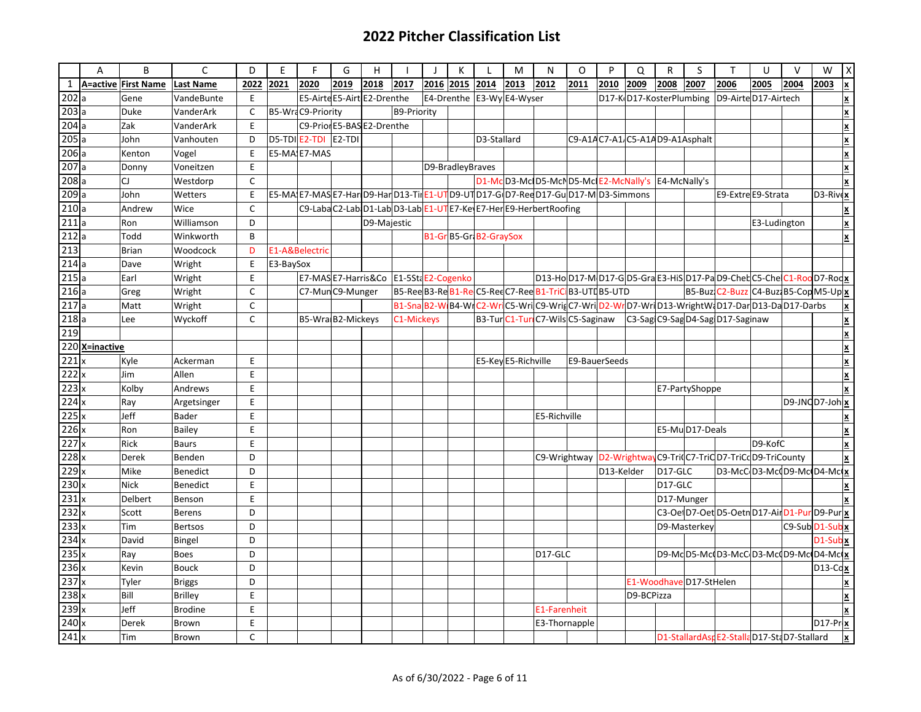# 2022 Pitcher Classification List

| | A | B | C | D | E | F | G | H | I | J | K | L | M | N | O | P | Q | R | S | T | U | V | W | X |
|---|---|---|---|---|---|---|---|---|---|---|---|---|---|---|---|---|---|---|---|---|---|---|---|---|
| 1 | A=active | First Name | Last Name | 2022 | 2021 | 2020 | 2019 | 2018 | 2017 | 2016 | 2015 | 2014 | 2013 | 2012 | 2011 | 2010 | 2009 | 2008 | 2007 | 2006 | 2005 | 2004 | 2003 | x |
| 202 | a | Gene | VandeBunte | E | | E5-Airte | E5-Airt | E2-Drenthe | | E4-Drenthe | | E3-Wy | E4-Wyser | | | D17-K | D17-KosterPlumbing | | | D9-Airte | D17-Airtech | | | x |
| 203 | a | Duke | VanderArk | C | B5-Wra | C9-Priority | | | B9-Priority | | | | | | | | | | | | | | | x |
| 204 | a | Zak | VanderArk | E | | C9-Prior | E5-BAS | E2-Drenthe | | | | | | | | | | | | | | | | x |
| 205 | a | John | Vanhouten | D | D5-TDI | E2-TDI | E2-TDI | | | | | D3-Stallard | | | C9-A1A | C7-A1 | C5-A1A | D9-A1Asphalt | | | | | | x |
| 206 | a | Kenton | Vogel | E | E5-MA | E7-MAS | | | | | | | | | | | | | | | | | | x |
| 207 | a | Donny | Voneitzen | E | | | | | | D9-BradleyBraves | | | | | | | | | | | | | | x |
| 208 | a | CJ | Westdorp | C | | | | | | | | D1-Mc | D3-Mc | D5-McN | D5-Mc | E2-McNally's | | E4-McNally's | | | | | | x |
| 209 | a | John | Wetters | E | E5-MA | E7-MAS | E7-Har | D9-Har | D13-Ti | E1-UT | D9-UT | D17-G | D7-Ree | D17-Gu | D17-M | D3-Simmons | | | | E9-Extre | E9-Strata | | D3-Rive | x |
| 210 | a | Andrew | Wice | C | | C9-Laba | C2-Lab | D1-Lab | D3-Lab | E1-UT | E7-Ke | E7-Her | E9-HerbertRoofing | | | | | | | | | | | x |
| 211 | a | Ron | Williamson | D | | | | D9-Majestic | | | | | | | | | | | | | E3-Ludington | | | x |
| 212 | a | Todd | Winkworth | B | | | | | | B1-Gr | B5-Gr | B2-GraySox | | | | | | | | | | | | x |
| 213 | | Brian | Woodcock | D | E1-A&Belectric | | | | | | | | | | | | | | | | | | | |
| 214 | a | Dave | Wright | E | E3-BaySox | | | | | | | | | | | | | | | | | | | x |
| 215 | a | Earl | Wright | E | | E7-MAS | E7-Harris&Co | | E1-5St | E2-Cogenko | | | | D13-Ho | D17-M | D17-G | D5-Gra | E3-HiS | D17-Pa | D9-Che | C5-Che | C1-Ro | D7-Ro | x |
| 216 | a | Greg | Wright | C | | C7-Mun | C9-Munger | | B5-Ree | B3-Re | B1-Re | C5-Ree | C7-Ree | B1-TriC | B3-UT | B5-UTD | | | B5-Buz | C2-Buzz | C4-Buz | B5-Cop | M5-Up | x |
| 217 | a | Matt | Wright | C | | | | | B1-Sna | B2-W | B4-W | C2-Wr | C5-Wri | C9-Wrig | C7-Wri | D2-Wr | D7-Wri | D13-WrightW | D17-Dar | D13-Da | D17-Darbs | | | x |
| 218 | a | Lee | Wyckoff | C | | B5-Wra | B2-Mickeys | | C1-Mickeys | | | B3-Tur | C1-Tur | C7-Wils | C5-Saginaw | | C3-Sag | C9-Sag | D4-Sag | D17-Saginaw | | | | x |
| 219 | | | | | | | | | | | | | | | | | | | | | | | | x |
| 220 | X=inactive | | | | | | | | | | | | | | | | | | | | | | | x |
| 221 | x | Kyle | Ackerman | E | | | | | | | | E5-Key | E5-Richville | | E9-BauerSeeds | | | | | | | | | x |
| 222 | x | Jim | Allen | E | | | | | | | | | | | | | | | | | | | | x |
| 223 | x | Kolby | Andrews | E | | | | | | | | | | | | | | E7-PartyShoppe | | | | | | x |
| 224 | x | Ray | Argetsinger | E | | | | | | | | | | | | | | | | | | D9-JNC | D7-Joh | x |
| 225 | x | Jeff | Bader | E | | | | | | | | | | E5-Richville | | | | | | | | | | x |
| 226 | x | Ron | Bailey | E | | | | | | | | | | | | | | E5-Mu | D17-Deals | | | | | x |
| 227 | x | Rick | Baurs | E | | | | | | | | | | | | | | | | | D9-KofC | | | x |
| 228 | x | Derek | Benden | D | | | | | | | | | | C9-Wrightway | | D2-Wrightway | | C9-Tri | C7-Tri | D7-TriC | D9-TriCounty | | | x |
| 229 | x | Mike | Benedict | D | | | | | | | | | | | | D13-Kelder | | D17-GLC | | D3-McC | D3-Mc | D9-Mc | D4-Mc | x |
| 230 | x | Nick | Benedict | E | | | | | | | | | | | | | | D17-GLC | | | | | | x |
| 231 | x | Delbert | Benson | E | | | | | | | | | | | | | | D17-Munger | | | | | | x |
| 232 | x | Scott | Berens | D | | | | | | | | | | | | | | C3-Oe | D7-Oet | D5-Oetn | D17-Air | D1-Pur | D9-Pur | x |
| 233 | x | Tim | Bertsos | D | | | | | | | | | | | | | | D9-Masterkey | | | | C9-Sub | D1-Sub | x |
| 234 | x | David | Bingel | D | | | | | | | | | | | | | | | | | | | D1-Sub | x |
| 235 | x | Ray | Boes | D | | | | | | | | | | D17-GLC | | | | D9-Mc | D5-Mc | D3-McC | D3-Mc | D9-Mc | D4-Mc | x |
| 236 | x | Kevin | Bouck | D | | | | | | | | | | | | | | | | | | | D13-Co | x |
| 237 | x | Tyler | Briggs | D | | | | | | | | | | | | | E1-Woodhave | | D17-StHelen | | | | | x |
| 238 | x | Bill | Brilley | E | | | | | | | | | | | | | D9-BCPizza | | | | | | | x |
| 239 | x | Jeff | Brodine | E | | | | | | | | | | E1-Farenheit | | | | | | | | | | x |
| 240 | x | Derek | Brown | E | | | | | | | | | | E3-Thornapple | | | | | | | | | D17-Pr | x |
| 241 | x | Tim | Brown | C | | | | | | | | | | | | | | D1-StallardAsp | | E2-Stalla | D17-Sta | D7-Stallard | | x |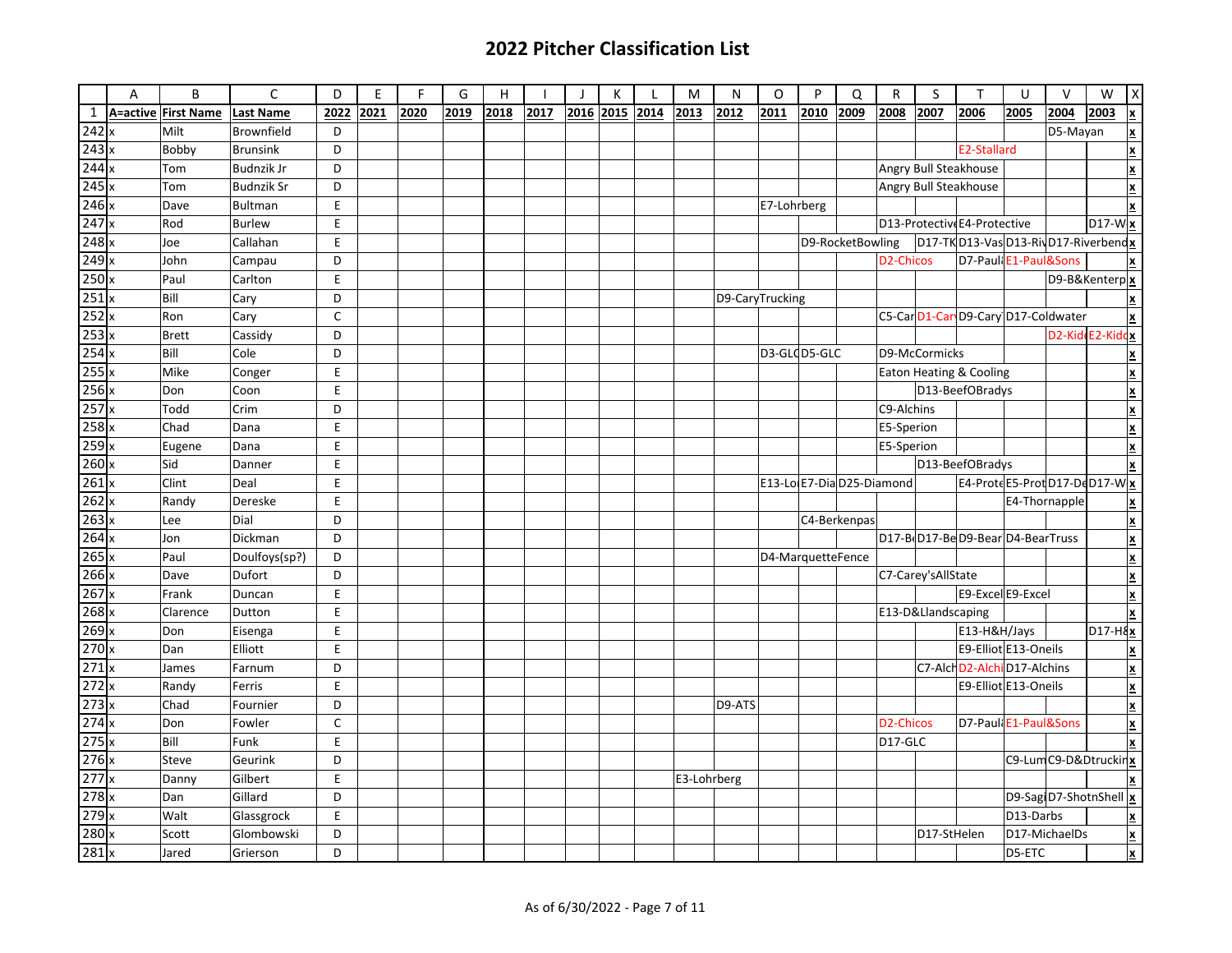# 2022 Pitcher Classification List

| | A | B | C | D | E | F | G | H | I | J | K | L | M | N | O | P | Q | R | S | T | U | V | W | X |
|---|---|---|---|---|---|---|---|---|---|---|---|---|---|---|---|---|---|---|---|---|---|---|---|---|
| 1 | A=active | First Name | Last Name | 2022 | 2021 | 2020 | 2019 | 2018 | 2017 | 2016 | 2015 | 2014 | 2013 | 2012 | 2011 | 2010 | 2009 | 2008 | 2007 | 2006 | 2005 | 2004 | 2003 | x |
| 242 | x | Milt | Brownfield | D | | | | | | | | | | | | | | | | | | D5-Mayan | | x |
| 243 | x | Bobby | Brunsink | D | | | | | | | | | | | | | | | | E2-Stallard | | | | x |
| 244 | x | Tom | Budnzik Jr | D | | | | | | | | | | | | | | Angry Bull Steakhouse | | | | | | x |
| 245 | x | Tom | Budnzik Sr | D | | | | | | | | | | | | | | Angry Bull Steakhouse | | | | | | x |
| 246 | x | Dave | Bultman | E | | | | | | | | | | | E7-Lohrberg | | | | | | | | | x |
| 247 | x | Rod | Burlew | E | | | | | | | | | | | | | | D13-Protective | | E4-Protective | | | D17-W | x |
| 248 | x | Joe | Callahan | E | | | | | | | | | | | | D9-RocketBowling | | | D17-TK | D13-Vas | D13-Riv | D17-Riverbend | | x |
| 249 | x | John | Campau | D | | | | | | | | | | | | | | D2-Chicos | | D7-Paul | E1-Paul&Sons | | | x |
| 250 | x | Paul | Carlton | E | | | | | | | | | | | | | | | | | | D9-B&Kenterp | | x |
| 251 | x | Bill | Cary | D | | | | | | | | | | D9-CaryTrucking | | | | | | | | | | x |
| 252 | x | Ron | Cary | C | | | | | | | | | | | | | | C5-Car | D1-Car | D9-Cary | D17-Coldwater | | | x |
| 253 | x | Brett | Cassidy | D | | | | | | | | | | | | | | | | | | D2-Kid | E2-Kid | x |
| 254 | x | Bill | Cole | D | | | | | | | | | | | D3-GLC | D5-GLC | | D9-McCormicks | | | | | | x |
| 255 | x | Mike | Conger | E | | | | | | | | | | | | | | Eaton Heating & Cooling | | | | | | x |
| 256 | x | Don | Coon | E | | | | | | | | | | | | | | | D13-BeefOBradys | | | | | x |
| 257 | x | Todd | Crim | D | | | | | | | | | | | | | | C9-Alchins | | | | | | x |
| 258 | x | Chad | Dana | E | | | | | | | | | | | | | | E5-Sperion | | | | | | x |
| 259 | x | Eugene | Dana | E | | | | | | | | | | | | | | E5-Sperion | | | | | | x |
| 260 | x | Sid | Danner | E | | | | | | | | | | | | | | | D13-BeefOBradys | | | | | x |
| 261 | x | Clint | Deal | E | | | | | | | | | | | E13-Lo | E7-Dia | D25-Diamond | | | E4-Prote | E5-Prot | D17-De | D17-W | x |
| 262 | x | Randy | Dereske | E | | | | | | | | | | | | | | | | | E4-Thornapple | | | x |
| 263 | x | Lee | Dial | D | | | | | | | | | | | | C4-Berkenpas | | | | | | | | x |
| 264 | x | Jon | Dickman | D | | | | | | | | | | | | | | D17-B | D17-Be | D9-Bear | D4-BearTruss | | | x |
| 265 | x | Paul | Doulfoys(sp?) | D | | | | | | | | | | | D4-MarquetteFence | | | | | | | | | x |
| 266 | x | Dave | Dufort | D | | | | | | | | | | | | | | C7-Carey'sAllState | | | | | | x |
| 267 | x | Frank | Duncan | E | | | | | | | | | | | | | | | | E9-Excel | E9-Excel | | | x |
| 268 | x | Clarence | Dutton | E | | | | | | | | | | | | | | E13-D&Llandscaping | | | | | | x |
| 269 | x | Don | Eisenga | E | | | | | | | | | | | | | | | | E13-H&H/Jays | | | D17-H& | x |
| 270 | x | Dan | Elliott | E | | | | | | | | | | | | | | | | E9-Elliot | E13-Oneils | | | x |
| 271 | x | James | Farnum | D | | | | | | | | | | | | | | | C7-Alch | D2-Alchi | D17-Alchins | | | x |
| 272 | x | Randy | Ferris | E | | | | | | | | | | | | | | | | E9-Elliot | E13-Oneils | | | x |
| 273 | x | Chad | Fournier | D | | | | | | | | | | D9-ATS | | | | | | | | | | x |
| 274 | x | Don | Fowler | C | | | | | | | | | | | | | | D2-Chicos | | D7-Paul | E1-Paul&Sons | | | x |
| 275 | x | Bill | Funk | E | | | | | | | | | | | | | | D17-GLC | | | | | | x |
| 276 | x | Steve | Geurink | D | | | | | | | | | | | | | | | | | C9-Lum | C9-D&Dtruckin | | x |
| 277 | x | Danny | Gilbert | E | | | | | | | | | E3-Lohrberg | | | | | | | | | | | x |
| 278 | x | Dan | Gillard | D | | | | | | | | | | | | | | | | | D9-Sag | D7-ShotnShell | | x |
| 279 | x | Walt | Glassgrock | E | | | | | | | | | | | | | | | | | D13-Darbs | | | x |
| 280 | x | Scott | Glombowski | D | | | | | | | | | | | | | | | D17-StHelen | | D17-MichaelDs | | | x |
| 281 | x | Jared | Grierson | D | | | | | | | | | | | | | | | | | D5-ETC | | | x |

As of 6/30/2022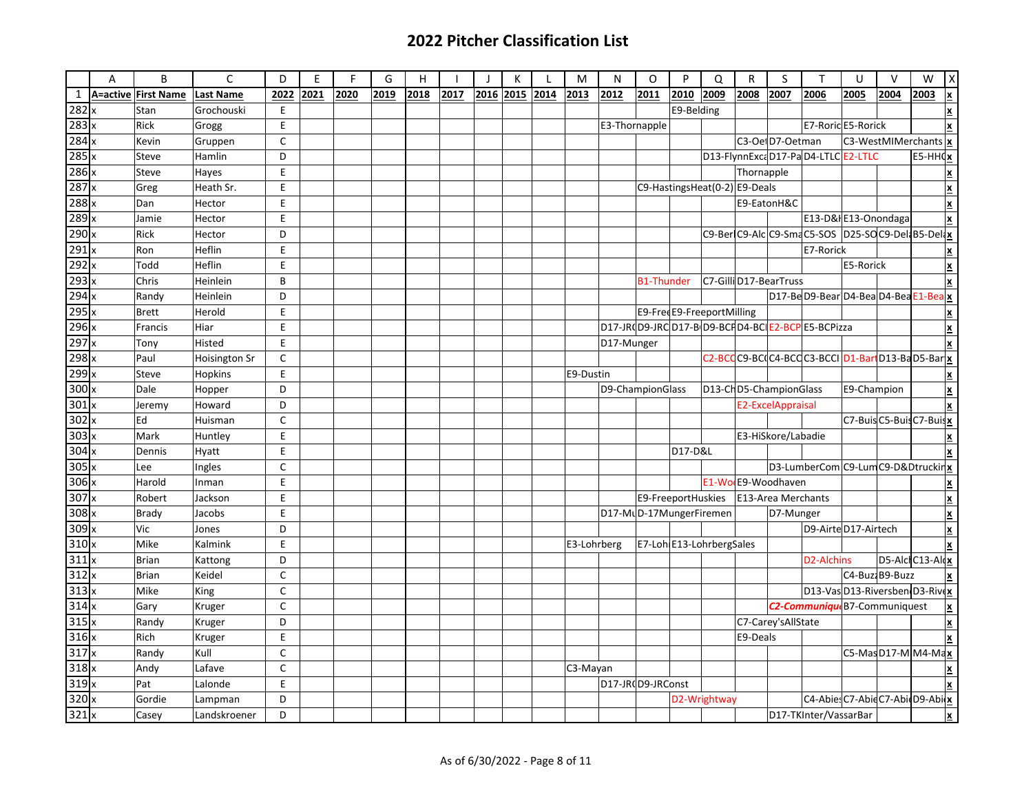# 2022 Pitcher Classification List

| | A | B | C | D | E | F | G | H | I | J | K | L | M | N | O | P | Q | R | S | T | U | V | W | X |
|---|---|---|---|---|---|---|---|---|---|---|---|---|---|---|---|---|---|---|---|---|---|---|---|---|
| 1 | A=active | First Name | Last Name | 2022 | 2021 | 2020 | 2019 | 2018 | 2017 | 2016 | 2015 | 2014 | 2013 | 2012 | 2011 | 2010 | 2009 | 2008 | 2007 | 2006 | 2005 | 2004 | 2003 | x |
| 282 | x | Stan | Grochouski | E | | | | | | | | | | | | E9-Belding | | | | | | | | x |
| 283 | x | Rick | Grogg | E | | | | | | | | | | E3-Thornapple | | | | | | E7-Roric | E5-Rorick | | | x |
| 284 | x | Kevin | Gruppen | C | | | | | | | | | | | | | | C3-Oet | D7-Oetman | | C3-WestMIMerchants | | | x |
| 285 | x | Steve | Hamlin | D | | | | | | | | | | | | | D13-FlynnExca | | D17-Pa | D4-LTLC | E2-LTLC | | E5-HHC | x |
| 286 | x | Steve | Hayes | E | | | | | | | | | | | | | | Thornapple | | | | | | x |
| 287 | x | Greg | Heath Sr. | E | | | | | | | | | | | C9-HastingsHeat(0-2) | | | E9-Deals | | | | | | x |
| 288 | x | Dan | Hector | E | | | | | | | | | | | | | | E9-EatonH&C | | | | | | x |
| 289 | x | Jamie | Hector | E | | | | | | | | | | | | | | | | E13-D&H | E13-Onondaga | | | x |
| 290 | x | Rick | Hector | D | | | | | | | | | | | | | C9-Ber | C9-Alc | C9-Sma | C5-SOS | D25-SO | C9-Del | B5-Del | x |
| 291 | x | Ron | Heflin | E | | | | | | | | | | | | | | | | E7-Rorick | | | | x |
| 292 | x | Todd | Heflin | E | | | | | | | | | | | | | | | | | E5-Rorick | | | x |
| 293 | x | Chris | Heinlein | B | | | | | | | | | | | B1-Thunder | | C7-Gilli | D17-BearTruss | | | | | | x |
| 294 | x | Randy | Heinlein | D | | | | | | | | | | | | | | | D17-Be | D9-Bear | D4-Bea | D4-Bea | E1-Bea | x |
| 295 | x | Brett | Herold | E | | | | | | | | | | | E9-Free | E9-FreeportMilling | | | | | | | | x |
| 296 | x | Francis | Hiar | E | | | | | | | | | | D17-JR | D9-JRC | D17-B | D9-BCP | D4-BCI | E2-BCP | E5-BCPizza | | | | x |
| 297 | x | Tony | Histed | E | | | | | | | | | | D17-Munger | | | | | | | | | | x |
| 298 | x | Paul | Hoisington Sr | C | | | | | | | | | | | | | C2-BCC | C9-BCC | C4-BCC | C3-BCCI | D1-Bart | D13-Ba | D5-Bar | x |
| 299 | x | Steve | Hopkins | E | | | | | | | | | E9-Dustin | | | | | | | | | | | x |
| 300 | x | Dale | Hopper | D | | | | | | | | | | D9-ChampionGlass | | | D13-Ch | D5-ChampionGlass | | | E9-Champion | | | x |
| 301 | x | Jeremy | Howard | D | | | | | | | | | | | | | | E2-ExcelAppraisal | | | | | | x |
| 302 | x | Ed | Huisman | C | | | | | | | | | | | | | | | | | C7-Buis | C5-Buis | C7-Buis | x |
| 303 | x | Mark | Huntley | E | | | | | | | | | | | | | | E3-HiSkore/Labadie | | | | | | x |
| 304 | x | Dennis | Hyatt | E | | | | | | | | | | | | D17-D&L | | | | | | | | x |
| 305 | x | Lee | Ingles | C | | | | | | | | | | | | | | | D3-LumberCom | | C9-Lum | C9-D&Dtruckin | | x |
| 306 | x | Harold | Inman | E | | | | | | | | | | | | | E1-Wo | E9-Woodhaven | | | | | | x |
| 307 | x | Robert | Jackson | E | | | | | | | | | | | E9-FreeportHuskies | | | E13-Area Merchants | | | | | | x |
| 308 | x | Brady | Jacobs | E | | | | | | | | | | D17-Mu | D-17MungerFiremen | | | | D7-Munger | | | | | x |
| 309 | x | Vic | Jones | D | | | | | | | | | | | | | | | | D9-Airte | D17-Airtech | | | x |
| 310 | x | Mike | Kalmink | E | | | | | | | | | E3-Lohrberg | | E7-Loh | E13-LohrbergSales | | | | | | | | x |
| 311 | x | Brian | Kattong | D | | | | | | | | | | | | | | | | D2-Alchins | | D5-Alch | C13-Alc | x |
| 312 | x | Brian | Keidel | C | | | | | | | | | | | | | | | | | C4-Buzz | B9-Buzz | | x |
| 313 | x | Mike | King | C | | | | | | | | | | | | | | | | D13-Vas | D13-Riversben | | D3-Rive | x |
| 314 | x | Gary | Kruger | C | | | | | | | | | | | | | | | ***C2-Communiqu*** | | B7-Communiquest | | | x |
| 315 | x | Randy | Kruger | D | | | | | | | | | | | | | | C7-Carey'sAllState | | | | | | x |
| 316 | x | Rich | Kruger | E | | | | | | | | | | | | | | E9-Deals | | | | | | x |
| 317 | x | Randy | Kull | C | | | | | | | | | | | | | | | | | C5-Mas | D17-M | M4-Ma | x |
| 318 | x | Andy | Lafave | C | | | | | | | | | C3-Mayan | | | | | | | | | | | x |
| 319 | x | Pat | Lalonde | E | | | | | | | | | | D17-JR | D9-JRConst | | | | | | | | | x |
| 320 | x | Gordie | Lampman | D | | | | | | | | | | | | D2-Wrightway | | | | C4-Abie | C7-Abie | C7-Abi | D9-Abi | x |
| 321 | x | Casey | Landskroener | D | | | | | | | | | | | | | | | D17-TKInter/VassarBar | | | | | x |

As of 6/30/2022 - Page 8 of 11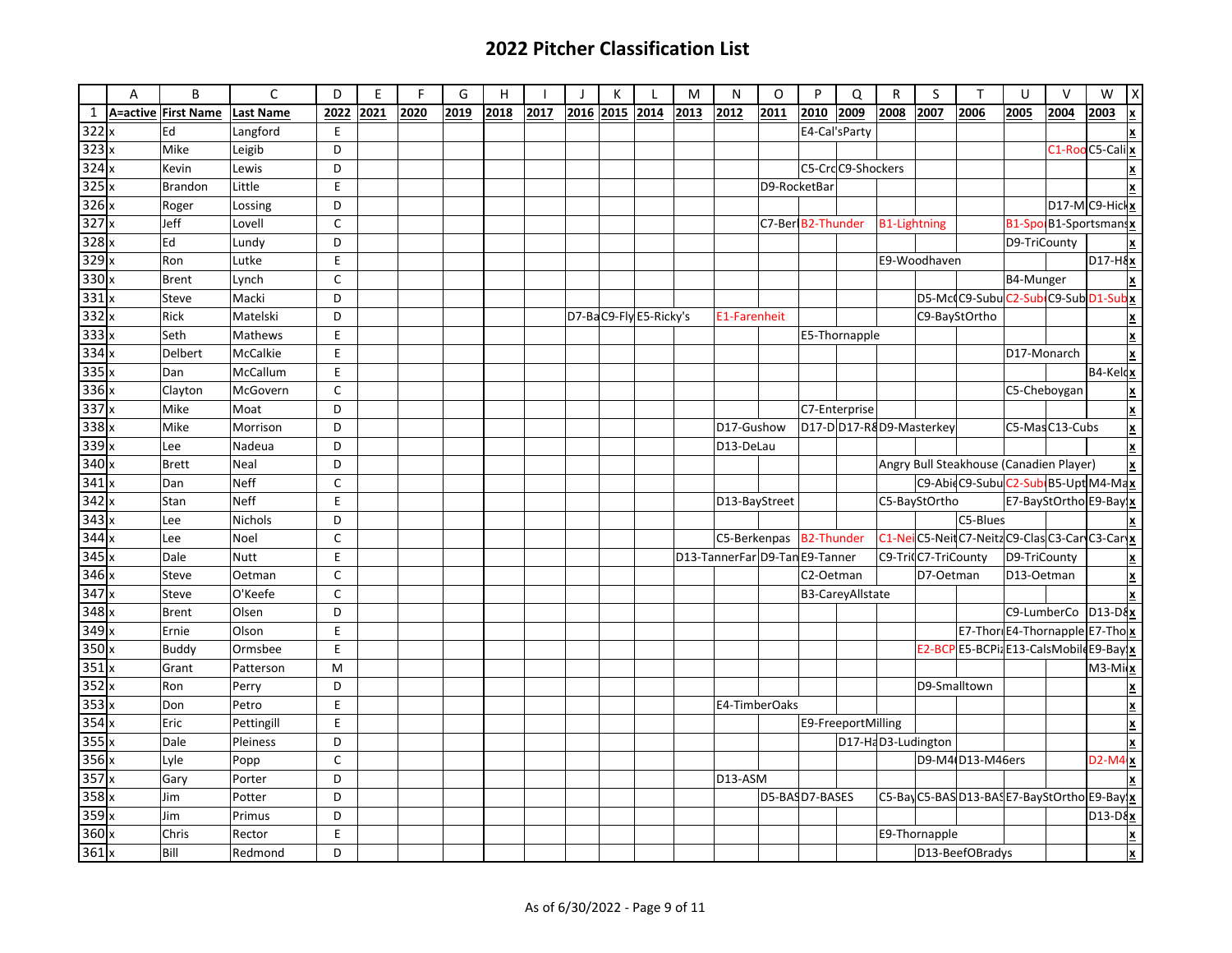# 2022 Pitcher Classification List

| | A | B | C | D | E | F | G | H | I | J | K | L | M | N | O | P | Q | R | S | T | U | V | W | X |
|---|---|---|---|---|---|---|---|---|---|---|---|---|---|---|---|---|---|---|---|---|---|---|---|---|
| 1 | A=active | First Name | Last Name | 2022 | 2021 | 2020 | 2019 | 2018 | 2017 | 2016 | 2015 | 2014 | 2013 | 2012 | 2011 | 2010 | 2009 | 2008 | 2007 | 2006 | 2005 | 2004 | 2003 | x |
| 322 | x | Ed | Langford | E | | | | | | | | | | | | E4-Cal'sParty | | | | | | | | x |
| 323 | x | Mike | Leigib | D | | | | | | | | | | | | | | | | | | C1-Roc | C5-Cali | x |
| 324 | x | Kevin | Lewis | D | | | | | | | | | | | | C5-Cro | C9-Shockers | | | | | | | x |
| 325 | x | Brandon | Little | E | | | | | | | | | | | D9-RocketBar | | | | | | | | | x |
| 326 | x | Roger | Lossing | D | | | | | | | | | | | | | | | | | | D17-M | C9-Hick | x |
| 327 | x | Jeff | Lovell | C | | | | | | | | | | | C7-Ber | B2-Thunder | | B1-Lightning | | | B1-Spo | B1-Sportsmans | | x |
| 328 | x | Ed | Lundy | D | | | | | | | | | | | | | | | | | D9-TriCounty | | | x |
| 329 | x | Ron | Lutke | E | | | | | | | | | | | | | | E9-Woodhaven | | | | | D17-H& | x |
| 330 | x | Brent | Lynch | C | | | | | | | | | | | | | | | | | B4-Munger | | | x |
| 331 | x | Steve | Macki | D | | | | | | | | | | | | | | | D5-Mc | C9-Subu | C2-Sub | C9-Sub | D1-Sub | x |
| 332 | x | Rick | Matelski | D | | | | | | D7-Ba | C9-Fly | E5-Ricky's | | E1-Farenheit | | | | | C9-BayStOrtho | | | | | x |
| 333 | x | Seth | Mathews | E | | | | | | | | | | | | E5-Thornapple | | | | | | | | x |
| 334 | x | Delbert | McCalkie | E | | | | | | | | | | | | | | | | | D17-Monarch | | | x |
| 335 | x | Dan | McCallum | E | | | | | | | | | | | | | | | | | | | B4-Kelo | x |
| 336 | x | Clayton | McGovern | C | | | | | | | | | | | | | | | | | C5-Cheboygan | | | x |
| 337 | x | Mike | Moat | D | | | | | | | | | | | | C7-Enterprise | | | | | | | | x |
| 338 | x | Mike | Morrison | D | | | | | | | | | | D17-Gushow | | D17-D | D17-R& | D9-Masterkey | | | C5-Mas | C13-Cubs | | x |
| 339 | x | Lee | Nadeua | D | | | | | | | | | | D13-DeLau | | | | | | | | | | x |
| 340 | x | Brett | Neal | D | | | | | | | | | | | | | | Angry Bull Steakhouse (Canadien Player) | | | | | | x |
| 341 | x | Dan | Neff | C | | | | | | | | | | | | | | | C9-Abi | C9-Subu | C2-Sub | B5-Upt | M4-Ma | x |
| 342 | x | Stan | Neff | E | | | | | | | | | | D13-BayStreet | | | | C5-BayStOrtho | | | E7-BayStOrtho | | E9-Bay | x |
| 343 | x | Lee | Nichols | D | | | | | | | | | | | | | | | | C5-Blues | | | | x |
| 344 | x | Lee | Noel | C | | | | | | | | | | C5-Berkenpas | | B2-Thunder | | C1-Nei | C5-Nei | C7-Neitz | C9-Clas | C3-Car | C3-Car | x |
| 345 | x | Dale | Nutt | E | | | | | | | | | D13-TannerFar | | D9-Tan | E9-Tanner | | C9-Tri | C7-TriCounty | | D9-TriCounty | | | x |
| 346 | x | Steve | Oetman | C | | | | | | | | | | | | C2-Oetman | | | D7-Oetman | | D13-Oetman | | | x |
| 347 | x | Steve | O'Keefe | C | | | | | | | | | | | | B3-CareyAllstate | | | | | | | | x |
| 348 | x | Brent | Olsen | D | | | | | | | | | | | | | | | | | C9-LumberCo | | D13-D& | x |
| 349 | x | Ernie | Olson | E | | | | | | | | | | | | | | | | E7-Thor | E4-Thornapple | | E7-Tho | x |
| 350 | x | Buddy | Ormsbee | E | | | | | | | | | | | | | | | E2-BCP | E5-BCPi | E13-CalsMobile | | E9-Bay | x |
| 351 | x | Grant | Patterson | M | | | | | | | | | | | | | | | | | | | M3-Mi | x |
| 352 | x | Ron | Perry | D | | | | | | | | | | | | | | | D9-Smalltown | | | | | x |
| 353 | x | Don | Petro | E | | | | | | | | | | E4-TimberOaks | | | | | | | | | | x |
| 354 | x | Eric | Pettingill | E | | | | | | | | | | | | E9-FreeportMilling | | | | | | | | x |
| 355 | x | Dale | Pleiness | D | | | | | | | | | | | | | D17-H& | D3-Ludington | | | | | | x |
| 356 | x | Lyle | Popp | C | | | | | | | | | | | | | | | D9-M4 | D13-M46ers | | | D2-M4 | x |
| 357 | x | Gary | Porter | D | | | | | | | | | | D13-ASM | | | | | | | | | | x |
| 358 | x | Jim | Potter | D | | | | | | | | | | | D5-BAS | D7-BASES | | C5-Bay | C5-BAS | D13-BAS | E7-BayStOrtho | | E9-Bay | x |
| 359 | x | Jim | Primus | D | | | | | | | | | | | | | | | | | | | D13-D& | x |
| 360 | x | Chris | Rector | E | | | | | | | | | | | | | | E9-Thornapple | | | | | | x |
| 361 | x | Bill | Redmond | D | | | | | | | | | | | | | | | D13-BeefOBradys | | | | | x |

As of 6/30/2022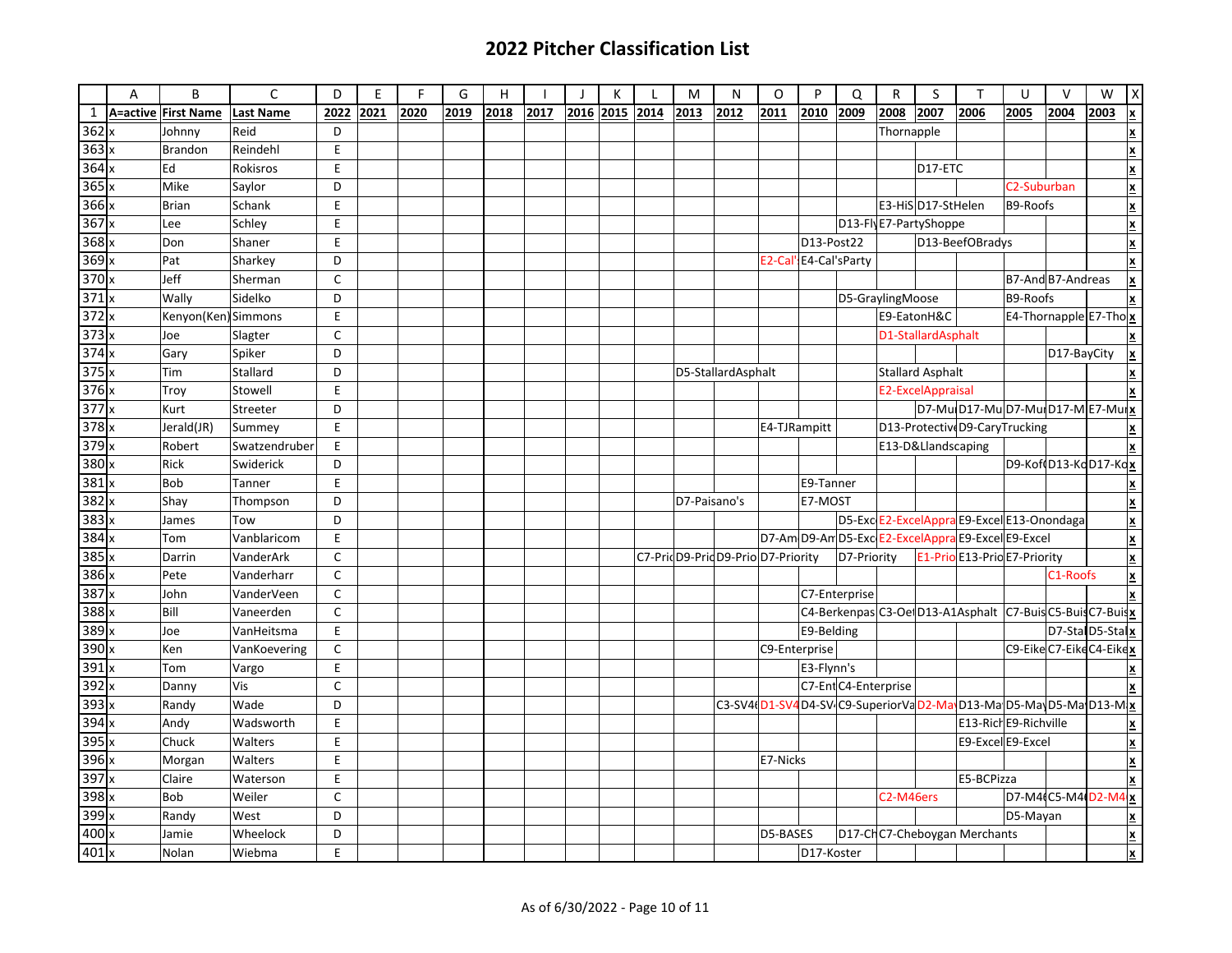# 2022 Pitcher Classification List

| | A | B | C | D | E | F | G | H | I | J | K | L | M | N | O | P | Q | R | S | T | U | V | W | X |
|---|---|---|---|---|---|---|---|---|---|---|---|---|---|---|---|---|---|---|---|---|---|---|---|---|
| 1 | A=active | First Name | Last Name | 2022 | 2021 | 2020 | 2019 | 2018 | 2017 | 2016 | 2015 | 2014 | 2013 | 2012 | 2011 | 2010 | 2009 | 2008 | 2007 | 2006 | 2005 | 2004 | 2003 | x |
| 362 | x | Johnny | Reid | D | | | | | | | | | | | | | | Thornapple | | | | | | x |
| 363 | x | Brandon | Reindehl | E | | | | | | | | | | | | | | | | | | | | x |
| 364 | x | Ed | Rokisros | E | | | | | | | | | | | | | | | D17-ETC | | | | | x |
| 365 | x | Mike | Saylor | D | | | | | | | | | | | | | | | | | C2-Suburban | | | x |
| 366 | x | Brian | Schank | E | | | | | | | | | | | | | | E3-HiS | D17-StHelen | | B9-Roofs | | | x |
| 367 | x | Lee | Schley | E | | | | | | | | | | | | | D13-Fly | E7-PartyShoppe | | | | | | x |
| 368 | x | Don | Shaner | E | | | | | | | | | | | | D13-Post22 | | | D13-BeefOBradys | | | | | x |
| 369 | x | Pat | Sharkey | D | | | | | | | | | | | E2-Cal' | E4-Cal'sParty | | | | | | | | x |
| 370 | x | Jeff | Sherman | C | | | | | | | | | | | | | | | | | B7-And | B7-Andreas | | x |
| 371 | x | Wally | Sidelko | D | | | | | | | | | | | | | D5-GraylingMoose | | | | B9-Roofs | | | x |
| 372 | x | Kenyon(Ken) | Simmons | E | | | | | | | | | | | | | | E9-EatonH&C | | | E4-Thornapple | | E7-Tho | x |
| 373 | x | Joe | Slagter | C | | | | | | | | | | | | | | D1-StallardAsphalt | | | | | | x |
| 374 | x | Gary | Spiker | D | | | | | | | | | | | | | | | | | | D17-BayCity | | x |
| 375 | x | Tim | Stallard | D | | | | | | | | | D5-StallardAsphalt | | | | | Stallard Asphalt | | | | | | x |
| 376 | x | Troy | Stowell | E | | | | | | | | | | | | | | E2-ExcelAppraisal | | | | | | x |
| 377 | x | Kurt | Streeter | D | | | | | | | | | | | | | | | D7-Mu | D17-Mu | D7-Mu | D17-M | E7-Mu | x |
| 378 | x | Jerald(JR) | Summey | E | | | | | | | | | | | E4-TJRampitt | | | D13-Protective | D9-CaryTrucking | | | | | x |
| 379 | x | Robert | Swatzendruber | E | | | | | | | | | | | | | | E13-D&Llandscaping | | | | | | x |
| 380 | x | Rick | Swiderick | D | | | | | | | | | | | | | | | | | D9-Kof | D13-Ko | D17-Ko | x |
| 381 | x | Bob | Tanner | E | | | | | | | | | | | | E9-Tanner | | | | | | | | x |
| 382 | x | Shay | Thompson | D | | | | | | | | | D7-Paisano's | | | E7-MOST | | | | | | | | x |
| 383 | x | James | Tow | D | | | | | | | | | | | | | D5-Exc | E2-ExcelAppra | | E9-Excel | E13-Onondaga | | | x |
| 384 | x | Tom | Vanblaricom | E | | | | | | | | | | | D7-Am | D9-Am | D5-Exc | E2-ExcelAppra | | E9-Excel | E9-Excel | | | x |
| 385 | x | Darrin | VanderArk | C | | | | | | | | C7-Pri | D9-Pri | D9-Prio | D7-Priority | | D7-Priority | | E1-Prio | E13-Prio | E7-Priority | | | x |
| 386 | x | Pete | Vanderharr | C | | | | | | | | | | | | | | | | | | C1-Roofs | | x |
| 387 | x | John | VanderVeen | C | | | | | | | | | | | | C7-Enterprise | | | | | | | | x |
| 388 | x | Bill | Vaneerden | C | | | | | | | | | | | | C4-Berkenpas | | C3-Oe | D13-A1Asphalt | | C7-Buis | C5-Buis | C7-Buis | x |
| 389 | x | Joe | VanHeitsma | E | | | | | | | | | | | | E9-Belding | | | | | | D7-Sta | D5-Sta | x |
| 390 | x | Ken | VanKoevering | C | | | | | | | | | | | C9-Enterprise | | | | | | C9-Eike | C7-Eike | C4-Eike | x |
| 391 | x | Tom | Vargo | E | | | | | | | | | | | | E3-Flynn's | | | | | | | | x |
| 392 | x | Danny | Vis | C | | | | | | | | | | | | C7-Ent | C4-Enterprise | | | | | | | x |
| 393 | x | Randy | Wade | D | | | | | | | | | | C3-SV4 | D1-SV4 | D4-SV | C9-SuperiorVa | | D2-Ma | D13-Ma | D5-May | D5-Ma | D13-M | x |
| 394 | x | Andy | Wadsworth | E | | | | | | | | | | | | | | | | E13-Rich | E9-Richville | | | x |
| 395 | x | Chuck | Walters | E | | | | | | | | | | | | | | | | E9-Excel | E9-Excel | | | x |
| 396 | x | Morgan | Walters | E | | | | | | | | | | | E7-Nicks | | | | | | | | | x |
| 397 | x | Claire | Waterson | E | | | | | | | | | | | | | | | | E5-BCPizza | | | | x |
| 398 | x | Bob | Weiler | C | | | | | | | | | | | | | | C2-M46ers | | | D7-M4 | C5-M4 | D2-M4 | x |
| 399 | x | Randy | West | D | | | | | | | | | | | | | | | | | D5-Mayan | | | x |
| 400 | x | Jamie | Wheelock | D | | | | | | | | | | | D5-BASES | | D17-Ch | C7-Cheboygan Merchants | | | | | | x |
| 401 | x | Nolan | Wiebma | E | | | | | | | | | | | | D17-Koster | | | | | | | | x |

As of 6/30/2022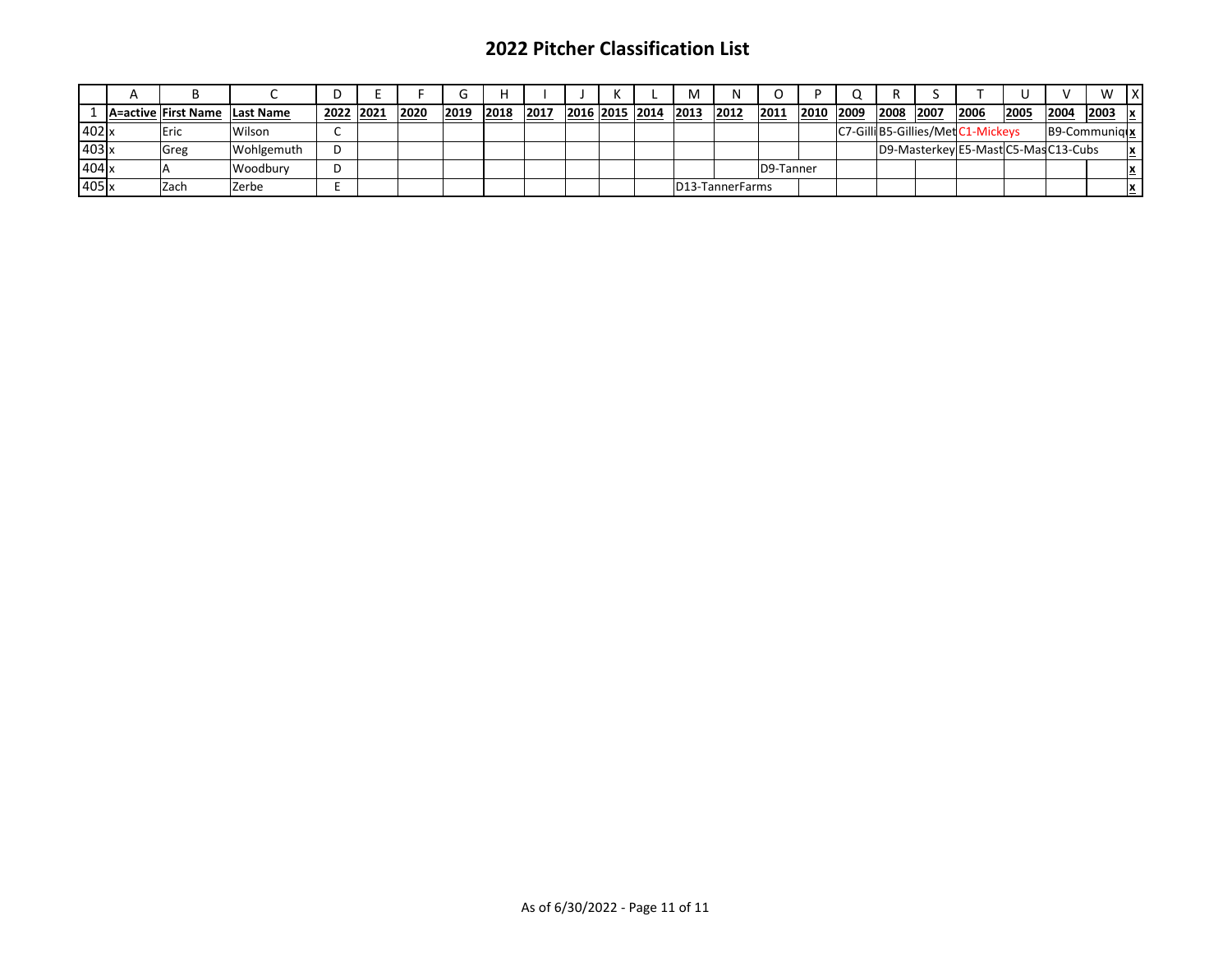# 2022 Pitcher Classification List

| | A | B | C | D | E | F | G | H | I | J | K | L | M | N | O | P | Q | R | S | T | U | V | W | X |
|---|---|---|---|---|---|---|---|---|---|---|---|---|---|---|---|---|---|---|---|---|---|---|---|---|
| 1 | **A=active** | **First Name** | **Last Name** | **2022** | **2021** | **2020** | **2019** | **2018** | **2017** | **2016** | **2015** | **2014** | **2013** | **2012** | **2011** | **2010** | **2009** | **2008** | **2007** | **2006** | **2005** | **2004** | **2003** | **x** |
| 402 | x | Eric | Wilson | C | | | | | | | | | | | | | C7-Gilli | B5-Gillies/Met | | C1-Mickeys | | B9-Communiq | | x |
| 403 | x | Greg | Wohlgemuth | D | | | | | | | | | | | | | | D9-Masterkey | | E5-Mast | C5-Mas | C13-Cubs | | x |
| 404 | x | A | Woodbury | D | | | | | | | | | | | D9-Tanner | | | | | | | | | x |
| 405 | x | Zach | Zerbe | E | | | | | | | | | D13-TannerFarms | | | | | | | | | | | x |